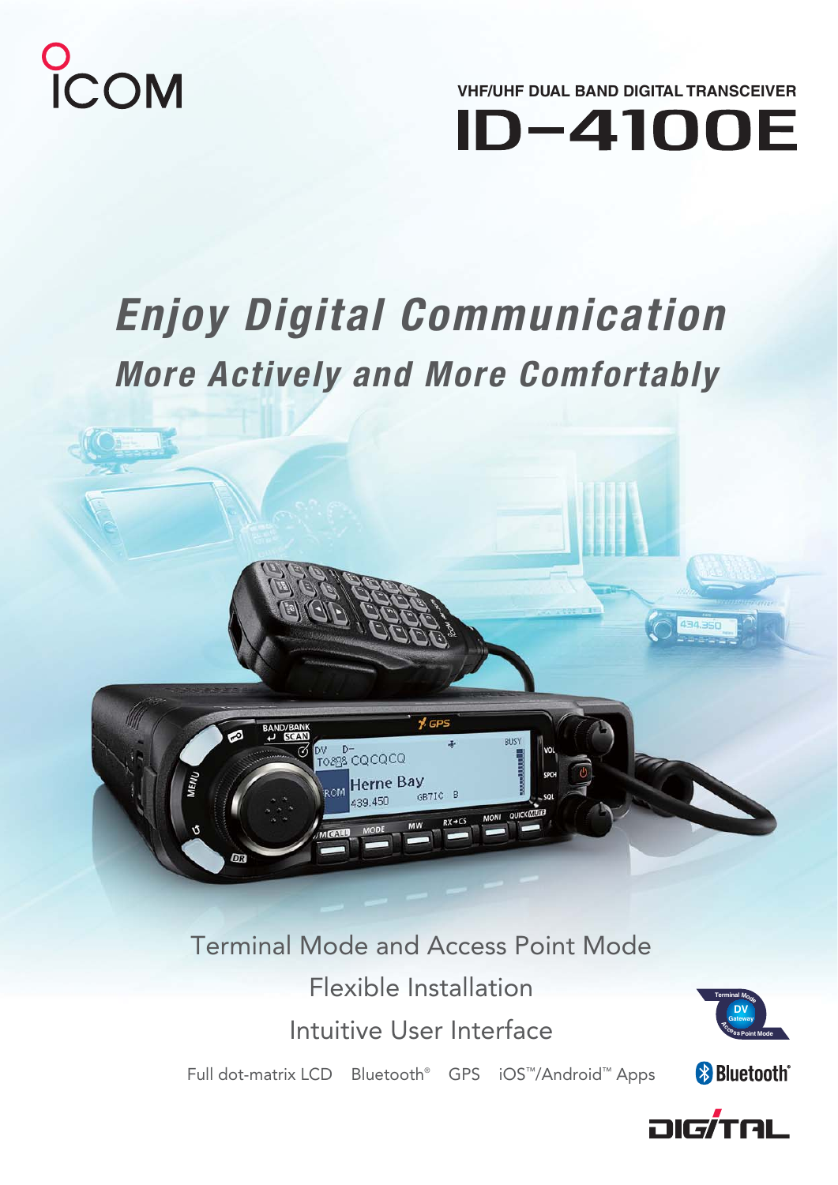ICOM

VHF/UHF DUAL BAND DIGITAL TRANSCEIVER

# ID-4100E

## *Enjoy Digital Communication*

### *More Actively and More Comfortably*

Terminal Mode and Access Point Mode

Flexible Installation

Intuitive User Interface

Full dot-matrix LCD Bluetooth® GPS iOS™/Android™ Apps

Terminal Mode DV Gateway Access Point Mode

Bluetooth®

DIGITAL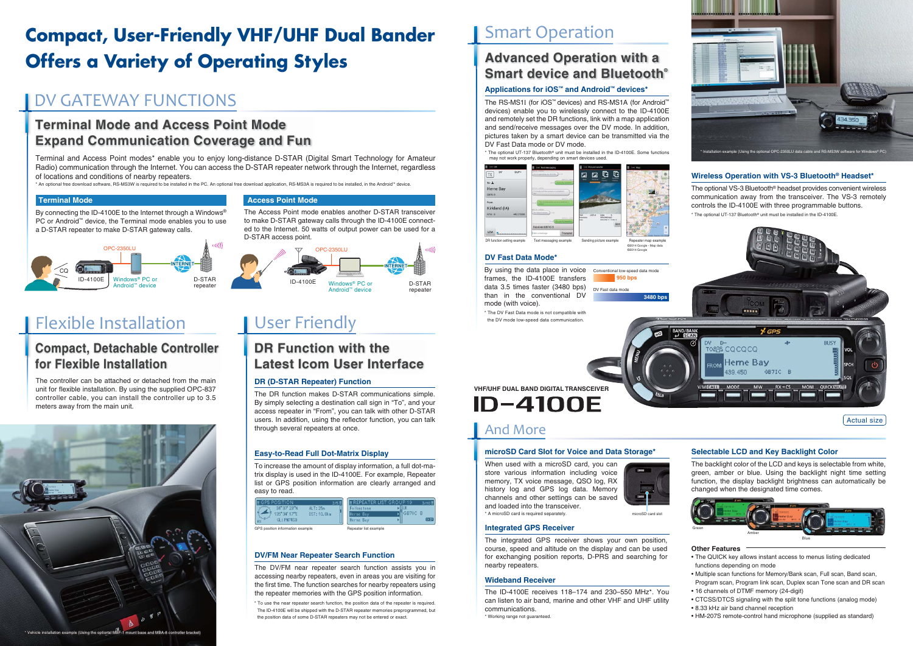# Compact, User-Friendly VHF/UHF Dual Bander Offers a Variety of Operating Styles

## DV GATEWAY FUNCTIONS

### Terminal Mode and Access Point Mode Expand Communication Coverage and Fun

Terminal and Access Point modes* enable you to enjoy long-distance D-STAR (Digital Smart Technology for Amateur Radio) communication through the Internet. You can access the D-STAR repeater network through the Internet, regardless of locations and conditions of nearby repeaters.

* An optional free download software, RS-MS3W is required to be installed in the PC. An optional free download application, RS-MS3A is required to be installed, in the Android™ device.

#### Terminal Mode

By connecting the ID-4100E to the Internet through a Windows® PC or Android™ device, the Terminal mode enables you to use a D-STAR repeater to make D-STAR gateway calls.

CQ — ID-4100E — OPC-2350LU — Windows® PC or Android™ device — INTERNET — D-STAR repeater

#### Access Point Mode

The Access Point mode enables another D-STAR transceiver to make D-STAR gateway calls through the ID-4100E connected to the Internet. 50 watts of output power can be used for a D-STAR access point.

ID-4100E — OPC-2350LU — Windows® PC or Android™ device — INTERNET — D-STAR repeater

## Flexible Installation

### Compact, Detachable Controller for Flexible Installation

The controller can be attached or detached from the main unit for flexible installation. By using the supplied OPC-837 controller cable, you can install the controller up to 3.5 meters away from the main unit.

* Vehicle installation example (Using the optional MBF-1 mount base and MBA-8 controller bracket)

## User Friendly

### DR Function with the Latest Icom User Interface

#### DR (D-STAR Repeater) Function

The DR function makes D-STAR communications simple. By simply selecting a destination call sign in "To", and your access repeater in "From", you can talk with other D-STAR users. In addition, using the reflector function, you can talk through several repeaters at once.

#### Easy-to-Read Full Dot-Matrix Display

To increase the amount of display information, a full dot-matrix display is used in the ID-4100E. For example, Repeater list or GPS position information are clearly arranged and easy to read.

GPS position information example — Repeater list example

#### DV/FM Near Repeater Search Function

The DV/FM near repeater search function assists you in accessing nearby repeaters, even in areas you are visiting for the first time. The function searches for nearby repeaters using the repeater memories with the GPS position information.

* To use the near repeater search function, the position data of the repeater is required. The ID-4100E will be shipped with the D-STAR repeater memories preprogrammed, but the position data of some D-STAR repeaters may not be entered or exact.

## Smart Operation

### Advanced Operation with a Smart device and Bluetooth®

#### Applications for iOS™ and Android™ devices*

The RS-MS1I (for iOS™ devices) and RS-MS1A (for Android™ devices) enable you to wirelessly connect to the ID-4100E and remotely set the DR functions, link with a map application and send/receive messages over the DV mode. In addition, pictures taken by a smart device can be transmitted via the DV Fast Data mode or DV mode.

* The optional UT-137 Bluetooth® unit must be installed in the ID-4100E. Some functions may not work properly, depending on smart devices used.

DR function setting example — Text messaging example — Sending picture example — Repeater map example ©2014 Google - Map data ©2014 Google

#### DV Fast Data Mode*

By using the data place in voice frames, the ID-4100E transfers data 3.5 times faster (3480 bps) than in the conventional DV mode (with voice).

* The DV Fast Data mode is not compatible with the DV mode low-speed data communication.

Conventional low-speed data mode: 950 bps
DV Fast data mode: 3480 bps

* Installation example (Using the optional OPC-2350LU data cable and RS-MS3W software for Windows® PC)

#### Wireless Operation with VS-3 Bluetooth® Headset*

The optional VS-3 Bluetooth® headset provides convenient wireless communication away from the transceiver. The VS-3 remotely controls the ID-4100E with three programmable buttons.

* The optional UT-137 Bluetooth® unit must be installed in the ID-4100E.

VHF/UHF DUAL BAND DIGITAL TRANSCEIVER

**ID-4100E**

Actual size

## And More

#### microSD Card Slot for Voice and Data Storage*

When used with a microSD card, you can store various information including voice memory, TX voice message, QSO log, RX history log and GPS log data. Memory channels and other settings can be saved and loaded into the transceiver.

* A microSD card is required separately.

microSD card slot

#### Integrated GPS Receiver

The integrated GPS receiver shows your own position, course, speed and altitude on the display and can be used for exchanging position reports, D-PRS and searching for nearby repeaters.

#### Wideband Receiver

The ID-4100E receives 118–174 and 230–550 MHz*. You can listen to air band, marine and other VHF and UHF utility communications.

* Working range not guaranteed.

#### Selectable LCD and Key Backlight Color

The backlight color of the LCD and keys is selectable from white, green, amber or blue. Using the backlight night time setting function, the display backlight brightness can automatically be changed when the designated time comes.

Green — Amber — Blue

#### Other Features

- The QUICK key allows instant access to menus listing dedicated functions depending on mode
- Multiple scan functions for Memory/Bank scan, Full scan, Band scan, Program scan, Program link scan, Duplex scan Tone scan and DR scan
- 16 channels of DTMF memory (24-digit)
- CTCSS/DTCS signaling with the split tone functions (analog mode)
- 8.33 kHz air band channel reception
- HM-207S remote-control hand microphone (supplied as standard)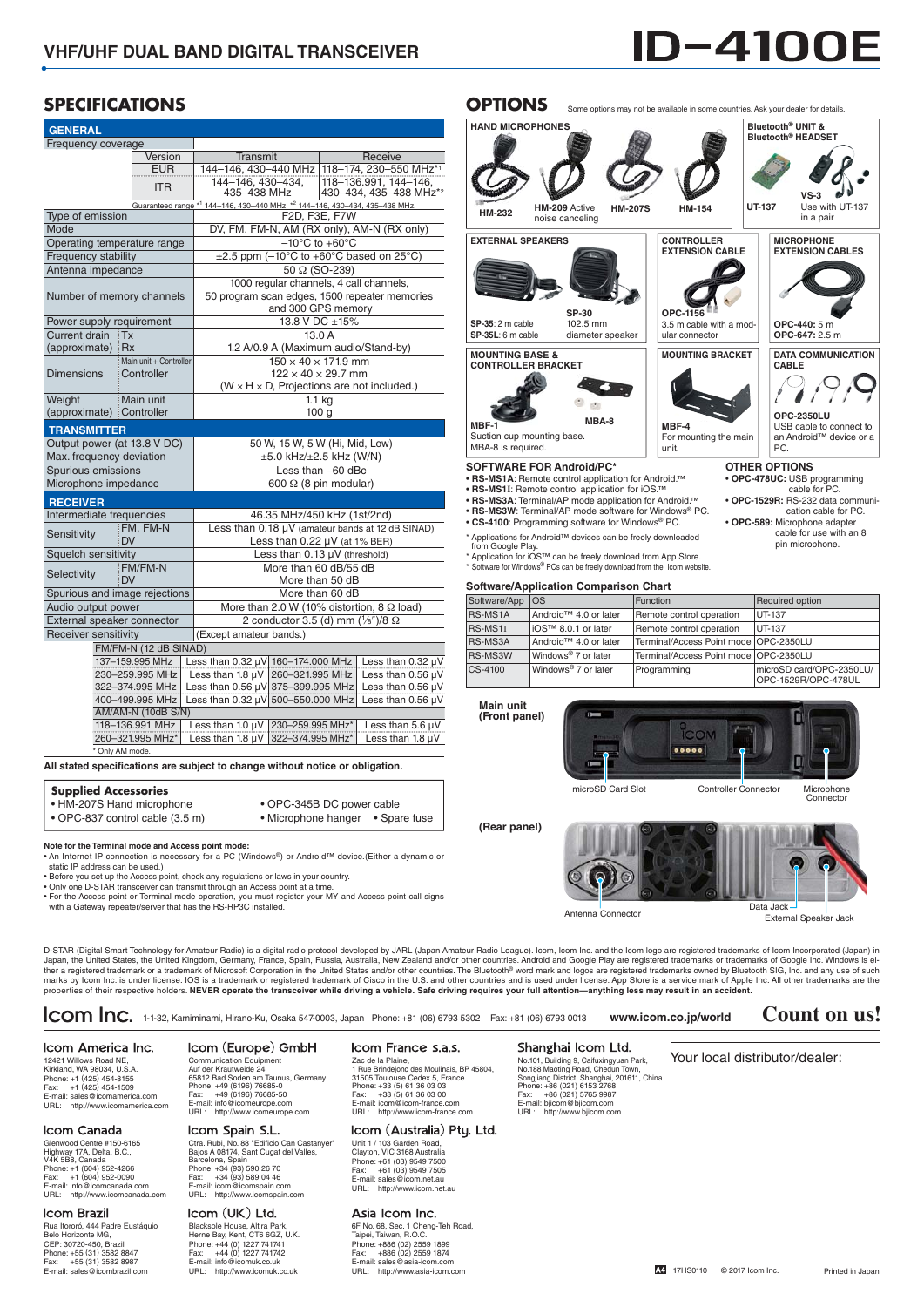# VHF/UHF DUAL BAND DIGITAL TRANSCEIVER

# ID-4100E

## SPECIFICATIONS

| GENERAL | | | |
|---|---|---|---|
| Frequency coverage | Version | Transmit | Receive |
| | EUR | 144–146, 430–440 MHz | 118–174, 230–550 MHz*1 |
| | ITR | 144–146, 430–434, 435–438 MHz | 118–136.991, 144–146, 430–434, 435–438 MHz*2 |
| | Guaranteed range *1 144–146, 430–440 MHz, *2 144–146, 430–434, 435–438 MHz. | | |
| Type of emission | F2D, F3E, F7W | | |
| Mode | DV, FM, FM-N, AM (RX only), AM-N (RX only) | | |
| Operating temperature range | –10°C to +60°C | | |
| Frequency stability | ±2.5 ppm (–10°C to +60°C based on 25°C) | | |
| Antenna impedance | 50 Ω (SO-239) | | |
| Number of memory channels | 1000 regular channels, 4 call channels, 50 program scan edges, 1500 repeater memories and 300 GPS memory | | |
| Power supply requirement | 13.8 V DC ±15% | | |
| Current drain (approximate) | Tx | 13.0 A | |
| | Rx | 1.2 A/0.9 A (Maximum audio/Stand-by) | |
| Dimensions | Main unit + Controller | 150 × 40 × 171.9 mm | |
| | Controller | 122 × 40 × 29.7 mm (W × H × D, Projections are not included.) | |
| Weight (approximate) | Main unit | 1.1 kg | |
| | Controller | 100 g | |

| TRANSMITTER | |
|---|---|
| Output power (at 13.8 V DC) | 50 W, 15 W, 5 W (Hi, Mid, Low) |
| Max. frequency deviation | ±5.0 kHz/±2.5 kHz (W/N) |
| Spurious emissions | Less than –60 dBc |
| Microphone impedance | 600 Ω (8 pin modular) |

| RECEIVER | | |
|---|---|---|
| Intermediate frequencies | | 46.35 MHz/450 kHz (1st/2nd) |
| Sensitivity | FM, FM-N | Less than 0.18 μV (amateur bands at 12 dB SINAD) |
| | DV | Less than 0.22 μV (at 1% BER) |
| Squelch sensitivity | | Less than 0.13 μV (threshold) |
| Selectivity | FM/FM-N | More than 60 dB/55 dB |
| | DV | More than 50 dB |
| Spurious and image rejections | | More than 60 dB |
| Audio output power | | More than 2.0 W (10% distortion, 8 Ω load) |
| External speaker connector | | 2 conductor 3.5 (d) mm (1⁄8")/8 Ω |
| Receiver sensitivity | | (Except amateur bands.) |

| FM/FM-N (12 dB SINAD) | | | |
|---|---|---|---|
| 137–159.995 MHz | Less than 0.32 μV | 160–174.000 MHz | Less than 0.32 μV |
| 230–259.995 MHz | Less than 1.8 μV | 260–321.995 MHz | Less than 0.56 μV |
| 322–374.995 MHz | Less than 0.56 μV | 375–399.995 MHz | Less than 0.56 μV |
| 400–499.995 MHz | Less than 0.32 μV | 500–550.000 MHz | Less than 0.56 μV |
| **AM/AM-N (10dB S/N)** | | | |
| 118–136.991 MHz | Less than 1.0 μV | 230–259.995 MHz* | Less than 5.6 μV |
| 260–321.995 MHz* | Less than 1.8 μV | 322–374.995 MHz* | Less than 1.8 μV |

\* Only AM mode.

**All stated specifications are subject to change without notice or obligation.**

### Supplied Accessories
- HM-207S Hand microphone
- OPC-837 control cable (3.5 m)
- OPC-345B DC power cable
- Microphone hanger
- Spare fuse

**Note for the Terminal mode and Access point mode:**
- An Internet IP connection is necessary for a PC (Windows®) or Android™ device.(Either a dynamic or static IP address can be used.)
- Before you set up the Access point, check any regulations or laws in your country.
- Only one D-STAR transceiver can transmit through an Access point at a time.
- For the Access point or Terminal mode operation, you must register your MY and Access point call signs with a Gateway repeater/server that has the RS-RP3C installed.

## OPTIONS

Some options may not be available in some countries. Ask your dealer for details.

**HAND MICROPHONES**
- HM-232
- HM-209 Active noise canceling
- HM-207S
- HM-154

**Bluetooth® UNIT & Bluetooth® HEADSET**
- UT-137
- VS-3 Use with UT-137 in a pair

**EXTERNAL SPEAKERS**
- SP-35: 2 m cable
- SP-35L: 6 m cable
- SP-30 102.5 mm diameter speaker

**CONTROLLER EXTENSION CABLE**
- OPC-1156 3.5 m cable with a modular connector

**MICROPHONE EXTENSION CABLES**
- OPC-440: 5 m
- OPC-647: 2.5 m

**MOUNTING BASE & CONTROLLER BRACKET**
- MBF-1 Suction cup mounting base. MBA-8 is required.
- MBA-8

**MOUNTING BRACKET**
- MBF-4 For mounting the main unit.

**DATA COMMUNICATION CABLE**
- OPC-2350LU USB cable to connect to an Android™ device or a PC.

**SOFTWARE FOR Android/PC***
- **RS-MS1A**: Remote control application for Android.™
- **RS-MS1I**: Remote control application for iOS.™
- **RS-MS3A**: Terminal/AP mode application for Android.™
- **RS-MS3W**: Terminal/AP mode software for Windows® PC.
- **CS-4100**: Programming software for Windows® PC.

\* Applications for Android™ devices can be freely downloaded from Google Play.
\* Application for iOS™ can be freely download from App Store.
\* Software for Windows® PCs can be freely download from the Icom website.

**OTHER OPTIONS**
- **OPC-478UC:** USB programming cable for PC.
- **OPC-1529R:** RS-232 data communication cable for PC.
- **OPC-589:** Microphone adapter cable for use with an 8 pin microphone.

### Software/Application Comparison Chart

| Software/App | OS | Function | Required option |
|---|---|---|---|
| RS-MS1A | Android™ 4.0 or later | Remote control operation | UT-137 |
| RS-MS1I | iOS™ 8.0.1 or later | Remote control operation | UT-137 |
| RS-MS3A | Android™ 4.0 or later | Terminal/Access Point mode | OPC-2350LU |
| RS-MS3W | Windows® 7 or later | Terminal/Access Point mode | OPC-2350LU |
| CS-4100 | Windows® 7 or later | Programming | microSD card/OPC-2350LU/ OPC-1529R/OPC-478UL |

**Main unit (Front panel)**

microSD Card Slot — Controller Connector — Microphone Connector

**(Rear panel)**

Antenna Connector — Data Jack — External Speaker Jack

D-STAR (Digital Smart Technology for Amateur Radio) is a digital radio protocol developed by JARL (Japan Amateur Radio League). Icom, Icom Inc. and the Icom logo are registered trademarks of Icom Incorporated (Japan) in Japan, the United States, the United Kingdom, Germany, France, Spain, Russia, Australia, New Zealand and/or other countries. Android and Google Play are registered trademarks or trademarks of Google Inc. Windows is either a registered trademark or a trademark of Microsoft Corporation in the United States and/or other countries. The Bluetooth® word mark and logos are registered trademarks owned by Bluetooth SIG, Inc. and any use of such marks by Icom Inc. is under license. IOS is a trademark or registered trademark of Cisco in the U.S. and other countries and is used under license. App Store is a service mark of Apple Inc. All other trademarks are the properties of their respective holders. **NEVER operate the transceiver while driving a vehicle. Safe driving requires your full attention—anything less may result in an accident.**

**Icom Inc.** 1-1-32, Kamiminami, Hirano-Ku, Osaka 547-0003, Japan Phone: +81 (06) 6793 5302 Fax: +81 (06) 6793 0013 **www.icom.co.jp/world** **Count on us!**

**Icom America Inc.**
12421 Willows Road NE, Kirkland, WA 98034, U.S.A.
Phone: +1 (425) 454-8155
Fax: +1 (425) 454-1509
E-mail: sales@icomamerica.com
URL: http://www.icomamerica.com

**Icom Canada**
Glenwood Centre #150-6165 Highway 17A, Delta, B.C., V4K 5B8, Canada
Phone: +1 (604) 952-4266
Fax: +1 (604) 952-0090
E-mail: info@icomcanada.com
URL: http://www.icomcanada.com

**Icom Brazil**
Rua Itororó, 444 Padre Eustáquio Belo Horizonte MG, CEP: 30720-450, Brazil
Phone: +55 (31) 3582 8847
Fax: +55 (31) 3582 8987
E-mail: sales@icombrazil.com

**Icom (Europe) GmbH**
Communication Equipment
Auf der Krautweide 24
65812 Bad Soden am Taunus, Germany
Phone: +49 (6196) 76685-0
Fax: +49 (6196) 76685-50
E-mail: info@icomeurope.com
URL: http://www.icomeurope.com

**Icom Spain S.L.**
Ctra. Rubi, No. 88 "Edificio Can Castanyer" Bajos A 08174, Sant Cugat del Valles, Barcelona, Spain
Phone: +34 (93) 590 26 70
Fax: +34 (93) 589 04 46
E-mail: icom@icomspain.com
URL: http://www.icomspain.com

**Icom (UK) Ltd.**
Blacksole House, Altira Park, Herne Bay, Kent, CT6 6GZ, U.K.
Phone: +44 (0) 1227 741741
Fax: +44 (0) 1227 741742
E-mail: info@icomuk.co.uk
URL: http://www.icomuk.co.uk

**Icom France s.a.s.**
Zac de la Plaine, 1 Rue Brindejonc des Moulinais, BP 45804, 31505 Toulouse Cedex 5, France
Phone: +33 (5) 61 36 03 03
Fax: +33 (5) 61 36 03 00
E-mail: icom@icom-france.com
URL: http://www.icom-france.com

**Icom (Australia) Pty. Ltd.**
Unit 1 / 103 Garden Road, Clayton, VIC 3168 Australia
Phone: +61 (03) 9549 7500
Fax: +61 (03) 9549 7505
E-mail: sales@icom.net.au
URL: http://www.icom.net.au

**Asia Icom Inc.**
6F No. 68, Sec. 1 Cheng-Teh Road, Taipei, Taiwan, R.O.C.
Phone: +886 (02) 2559 1899
Fax: +886 (02) 2559 1874
E-mail: sales@asia-icom.com
URL: http://www.asia-icom.com

**Shanghai Icom Ltd.**
No.101, Building 9, Caifuxingyuan Park, No.188 Maoting Road, Chedun Town, Songjiang District, Shanghai, 201611, China
Phone: +86 (021) 6153 2768
Fax: +86 (021) 5765 9987
E-mail: bjicom@bjicom.com
URL: http://www.bjicom.com

Your local distributor/dealer:

A4 17HS0110 © 2017 Icom Inc. Printed in Japan